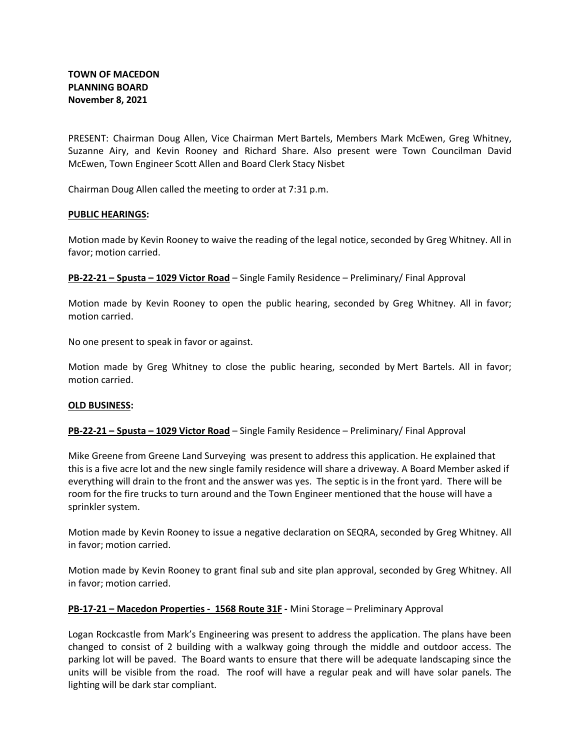**TOWN OF MACEDON**
**PLANNING BOARD**
**November 8, 2021**

PRESENT: Chairman Doug Allen, Vice Chairman Mert Bartels, Members Mark McEwen, Greg Whitney, Suzanne Airy, and Kevin Rooney and Richard Share. Also present were Town Councilman David McEwen, Town Engineer Scott Allen and Board Clerk Stacy Nisbet

Chairman Doug Allen called the meeting to order at 7:31 p.m.

**PUBLIC HEARINGS:**

Motion made by Kevin Rooney to waive the reading of the legal notice, seconded by Greg Whitney. All in favor; motion carried.

**PB-22-21 – Spusta – 1029 Victor Road** – Single Family Residence – Preliminary/ Final Approval

Motion made by Kevin Rooney to open the public hearing, seconded by Greg Whitney. All in favor; motion carried.

No one present to speak in favor or against.

Motion made by Greg Whitney to close the public hearing, seconded by Mert Bartels. All in favor; motion carried.

**OLD BUSINESS:**

**PB-22-21 – Spusta – 1029 Victor Road** – Single Family Residence – Preliminary/ Final Approval

Mike Greene from Greene Land Surveying was present to address this application. He explained that this is a five acre lot and the new single family residence will share a driveway. A Board Member asked if everything will drain to the front and the answer was yes. The septic is in the front yard. There will be room for the fire trucks to turn around and the Town Engineer mentioned that the house will have a sprinkler system.

Motion made by Kevin Rooney to issue a negative declaration on SEQRA, seconded by Greg Whitney. All in favor; motion carried.

Motion made by Kevin Rooney to grant final sub and site plan approval, seconded by Greg Whitney. All in favor; motion carried.

**PB-17-21 – Macedon Properties - 1568 Route 31F -** Mini Storage – Preliminary Approval

Logan Rockcastle from Mark's Engineering was present to address the application. The plans have been changed to consist of 2 building with a walkway going through the middle and outdoor access. The parking lot will be paved. The Board wants to ensure that there will be adequate landscaping since the units will be visible from the road. The roof will have a regular peak and will have solar panels. The lighting will be dark star compliant.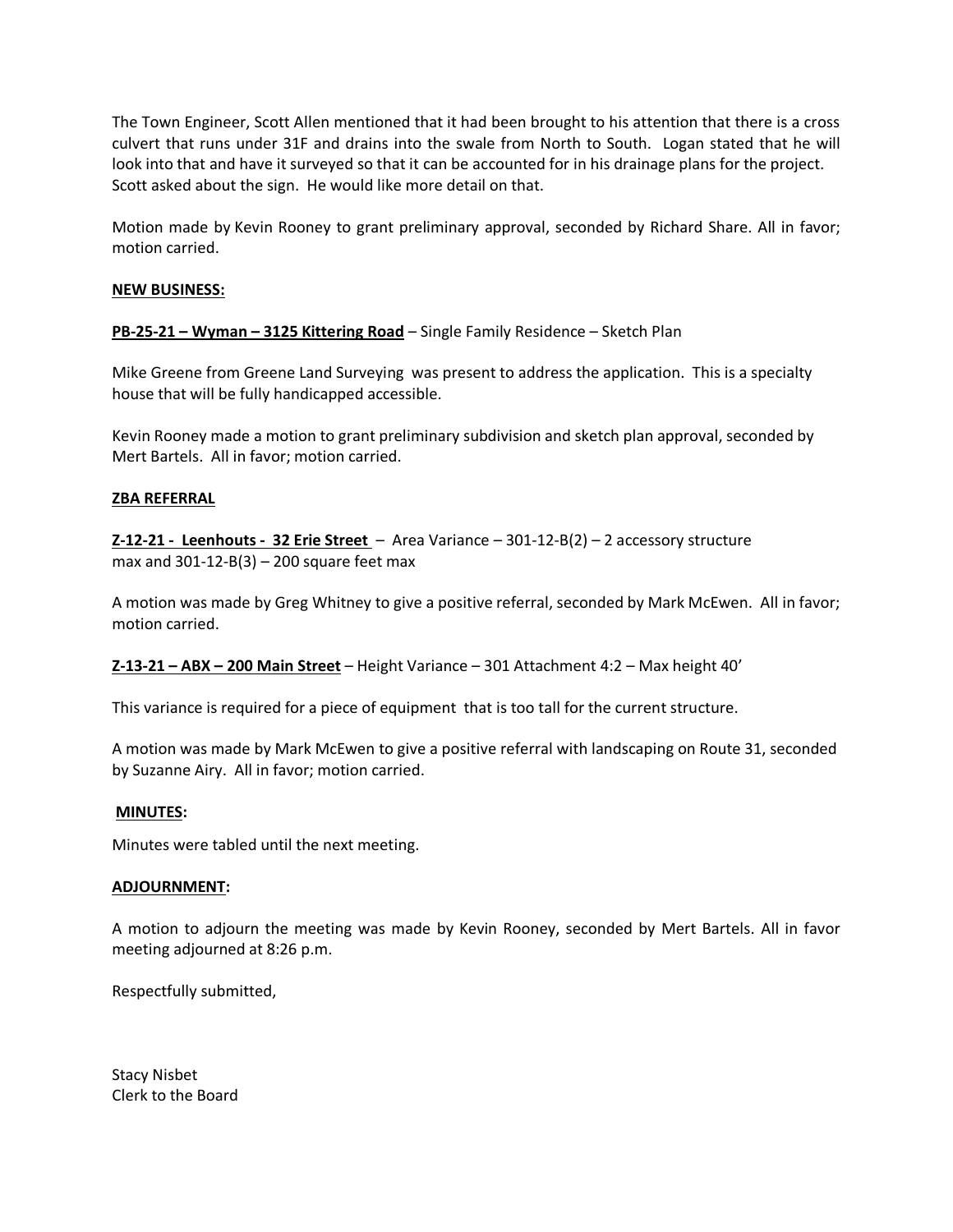The Town Engineer, Scott Allen mentioned that it had been brought to his attention that there is a cross culvert that runs under 31F and drains into the swale from North to South. Logan stated that he will look into that and have it surveyed so that it can be accounted for in his drainage plans for the project. Scott asked about the sign. He would like more detail on that.

Motion made by Kevin Rooney to grant preliminary approval, seconded by Richard Share. All in favor; motion carried.

**NEW BUSINESS:**

**PB-25-21 – Wyman – 3125 Kittering Road** – Single Family Residence – Sketch Plan

Mike Greene from Greene Land Surveying was present to address the application. This is a specialty house that will be fully handicapped accessible.

Kevin Rooney made a motion to grant preliminary subdivision and sketch plan approval, seconded by Mert Bartels. All in favor; motion carried.

**ZBA REFERRAL**

**Z-12-21 - Leenhouts - 32 Erie Street** – Area Variance – 301-12-B(2) – 2 accessory structure max and 301-12-B(3) – 200 square feet max

A motion was made by Greg Whitney to give a positive referral, seconded by Mark McEwen. All in favor; motion carried.

**Z-13-21 – ABX – 200 Main Street** – Height Variance – 301 Attachment 4:2 – Max height 40'

This variance is required for a piece of equipment that is too tall for the current structure.

A motion was made by Mark McEwen to give a positive referral with landscaping on Route 31, seconded by Suzanne Airy. All in favor; motion carried.

**MINUTES:**

Minutes were tabled until the next meeting.

**ADJOURNMENT:**

A motion to adjourn the meeting was made by Kevin Rooney, seconded by Mert Bartels. All in favor meeting adjourned at 8:26 p.m.

Respectfully submitted,

Stacy Nisbet
Clerk to the Board